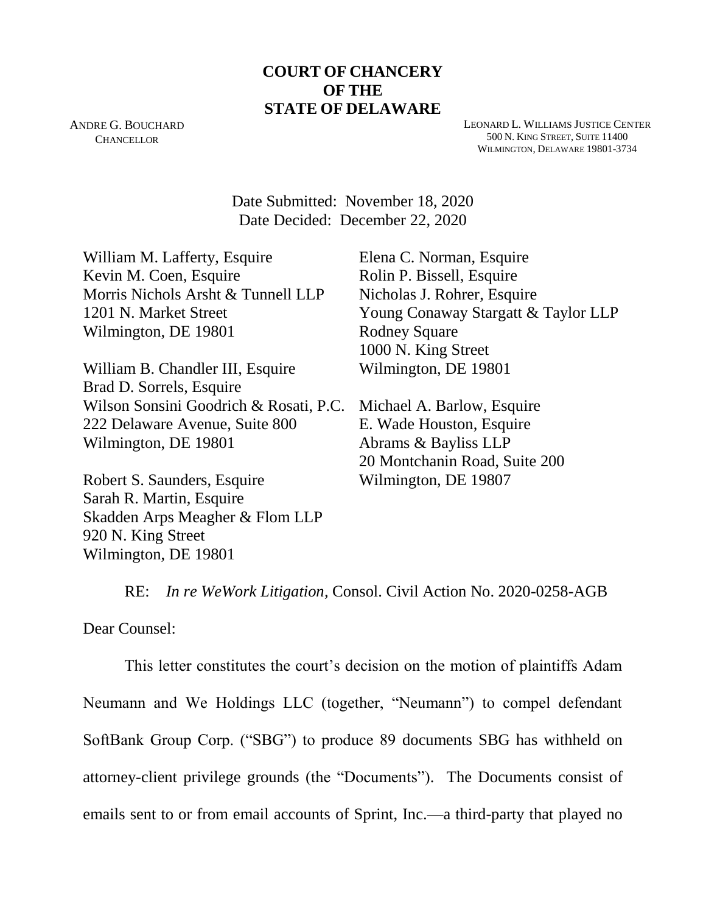**COURT OF CHANCERY**
**OF THE**
**STATE OF DELAWARE**

ANDRE G. BOUCHARD
CHANCELLOR

LEONARD L. WILLIAMS JUSTICE CENTER
500 N. KING STREET, SUITE 11400
WILMINGTON, DELAWARE 19801-3734

Date Submitted: November 18, 2020
Date Decided: December 22, 2020

William M. Lafferty, Esquire
Kevin M. Coen, Esquire
Morris Nichols Arsht & Tunnell LLP
1201 N. Market Street
Wilmington, DE 19801

William B. Chandler III, Esquire
Brad D. Sorrels, Esquire
Wilson Sonsini Goodrich & Rosati, P.C.
222 Delaware Avenue, Suite 800
Wilmington, DE 19801

Robert S. Saunders, Esquire
Sarah R. Martin, Esquire
Skadden Arps Meagher & Flom LLP
920 N. King Street
Wilmington, DE 19801

Elena C. Norman, Esquire
Rolin P. Bissell, Esquire
Nicholas J. Rohrer, Esquire
Young Conaway Stargatt & Taylor LLP
Rodney Square
1000 N. King Street
Wilmington, DE 19801

Michael A. Barlow, Esquire
E. Wade Houston, Esquire
Abrams & Bayliss LLP
20 Montchanin Road, Suite 200
Wilmington, DE 19807

RE: *In re WeWork Litigation*, Consol. Civil Action No. 2020-0258-AGB

Dear Counsel:

This letter constitutes the court's decision on the motion of plaintiffs Adam Neumann and We Holdings LLC (together, "Neumann") to compel defendant SoftBank Group Corp. ("SBG") to produce 89 documents SBG has withheld on attorney-client privilege grounds (the "Documents"). The Documents consist of emails sent to or from email accounts of Sprint, Inc.—a third-party that played no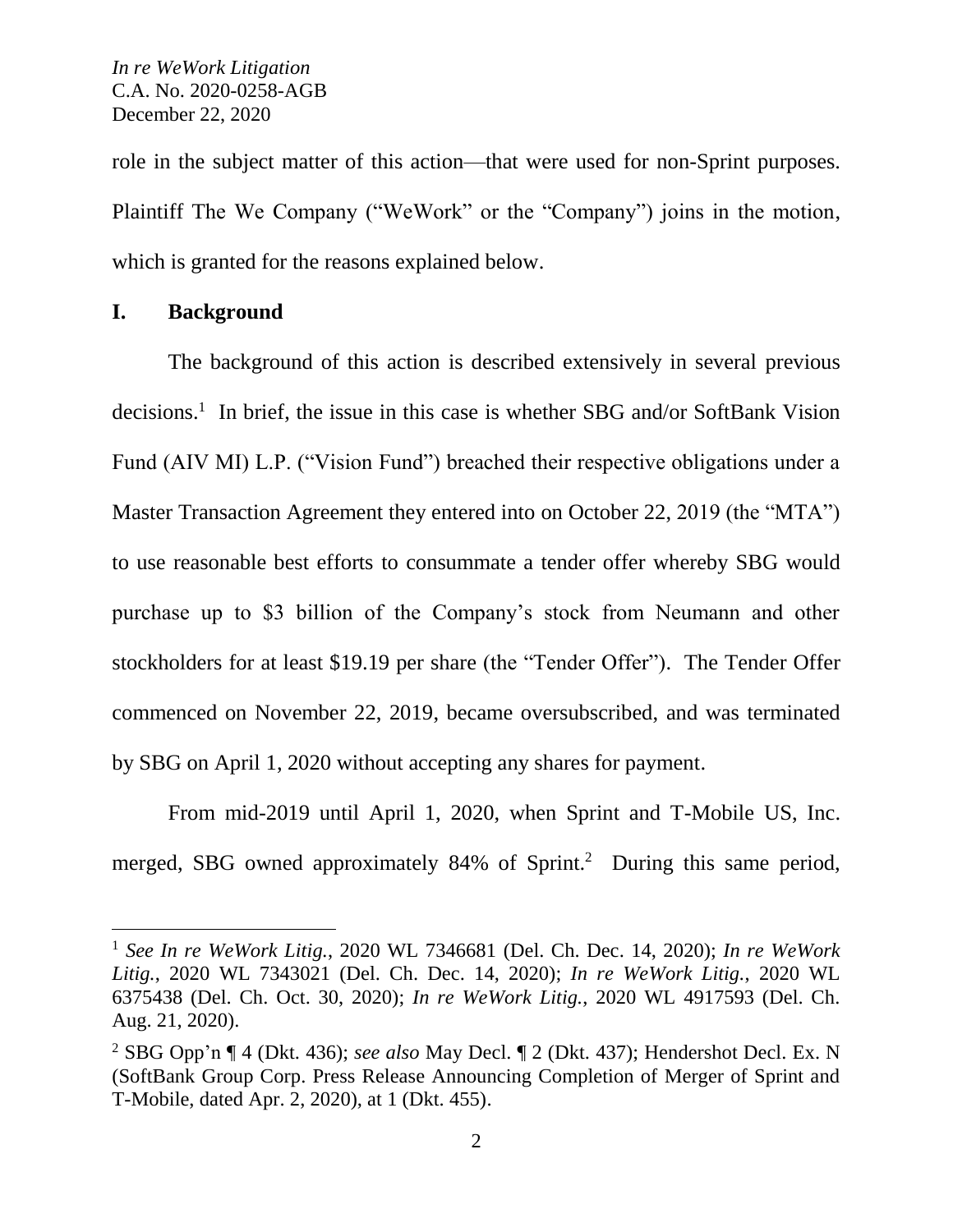role in the subject matter of this action—that were used for non-Sprint purposes. Plaintiff The We Company ("WeWork" or the "Company") joins in the motion, which is granted for the reasons explained below.

## I. Background

The background of this action is described extensively in several previous decisions.[1] In brief, the issue in this case is whether SBG and/or SoftBank Vision Fund (AIV MI) L.P. ("Vision Fund") breached their respective obligations under a Master Transaction Agreement they entered into on October 22, 2019 (the "MTA") to use reasonable best efforts to consummate a tender offer whereby SBG would purchase up to $3 billion of the Company's stock from Neumann and other stockholders for at least $19.19 per share (the "Tender Offer"). The Tender Offer commenced on November 22, 2019, became oversubscribed, and was terminated by SBG on April 1, 2020 without accepting any shares for payment.

From mid-2019 until April 1, 2020, when Sprint and T-Mobile US, Inc. merged, SBG owned approximately 84% of Sprint.[2] During this same period,

---

[1] *See In re WeWork Litig.*, 2020 WL 7346681 (Del. Ch. Dec. 14, 2020); *In re WeWork Litig.*, 2020 WL 7343021 (Del. Ch. Dec. 14, 2020); *In re WeWork Litig.*, 2020 WL 6375438 (Del. Ch. Oct. 30, 2020); *In re WeWork Litig.*, 2020 WL 4917593 (Del. Ch. Aug. 21, 2020).

[2] SBG Opp'n ¶ 4 (Dkt. 436); *see also* May Decl. ¶ 2 (Dkt. 437); Hendershot Decl. Ex. N (SoftBank Group Corp. Press Release Announcing Completion of Merger of Sprint and T-Mobile, dated Apr. 2, 2020), at 1 (Dkt. 455).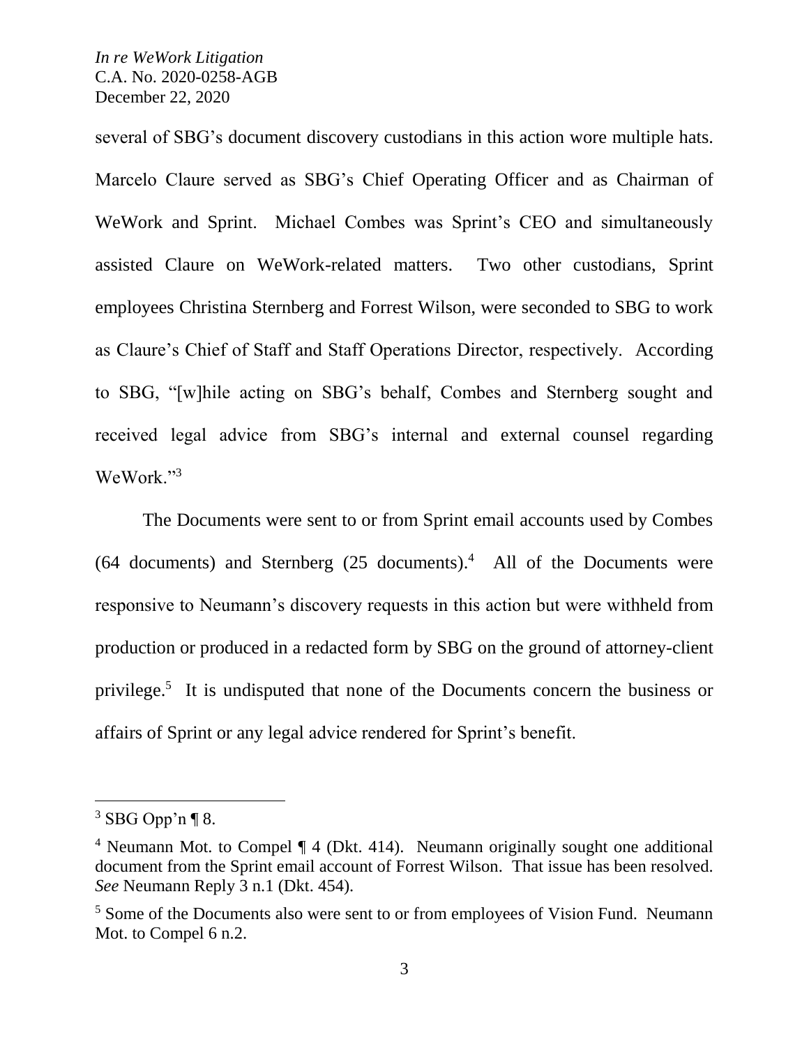several of SBG's document discovery custodians in this action wore multiple hats. Marcelo Claure served as SBG's Chief Operating Officer and as Chairman of WeWork and Sprint. Michael Combes was Sprint's CEO and simultaneously assisted Claure on WeWork-related matters. Two other custodians, Sprint employees Christina Sternberg and Forrest Wilson, were seconded to SBG to work as Claure's Chief of Staff and Staff Operations Director, respectively. According to SBG, "[w]hile acting on SBG's behalf, Combes and Sternberg sought and received legal advice from SBG's internal and external counsel regarding WeWork."[3]

The Documents were sent to or from Sprint email accounts used by Combes (64 documents) and Sternberg (25 documents).[4] All of the Documents were responsive to Neumann's discovery requests in this action but were withheld from production or produced in a redacted form by SBG on the ground of attorney-client privilege.[5] It is undisputed that none of the Documents concern the business or affairs of Sprint or any legal advice rendered for Sprint's benefit.

---

[3] SBG Opp'n ¶ 8.

[4] Neumann Mot. to Compel ¶ 4 (Dkt. 414). Neumann originally sought one additional document from the Sprint email account of Forrest Wilson. That issue has been resolved. *See* Neumann Reply 3 n.1 (Dkt. 454).

[5] Some of the Documents also were sent to or from employees of Vision Fund. Neumann Mot. to Compel 6 n.2.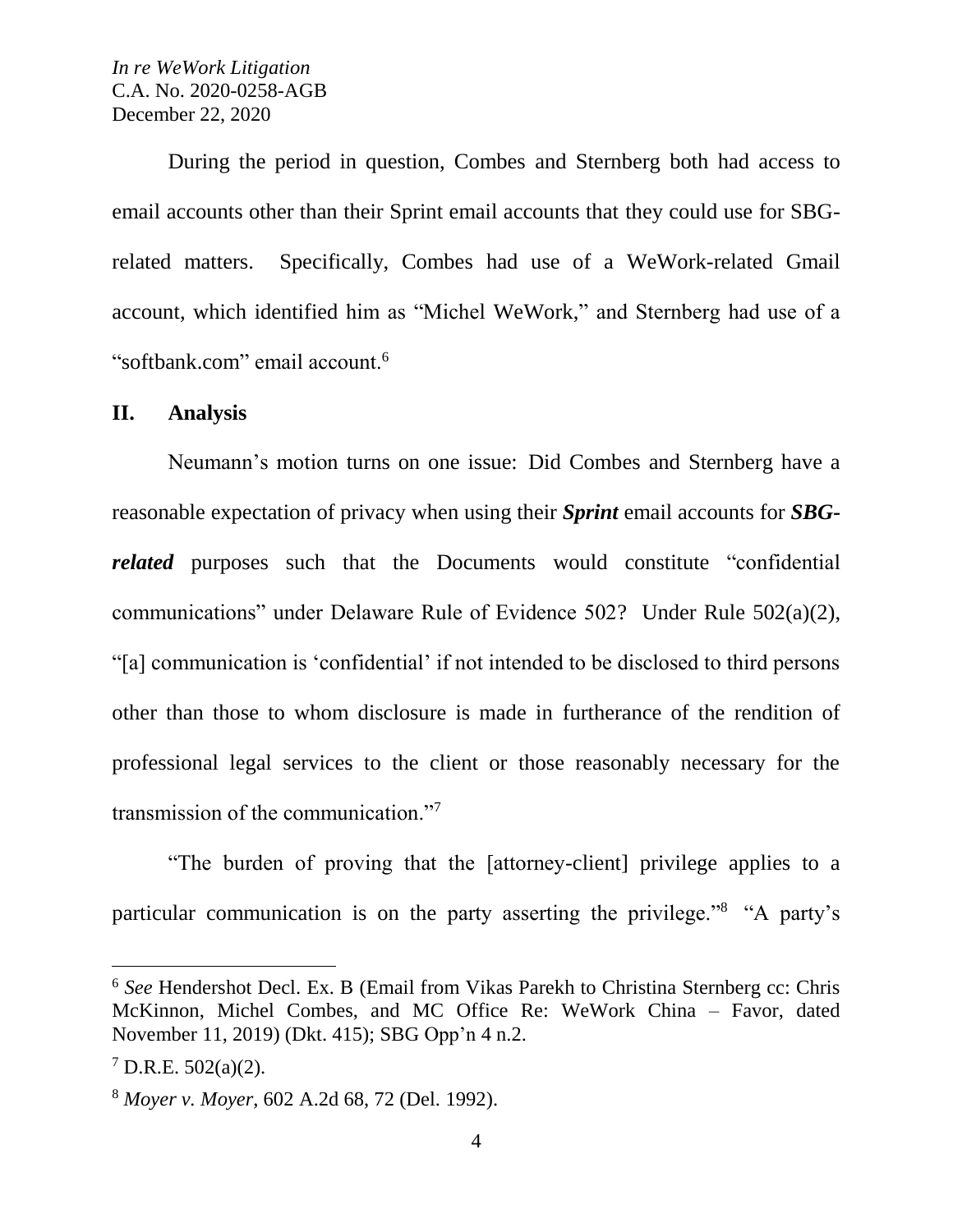During the period in question, Combes and Sternberg both had access to email accounts other than their Sprint email accounts that they could use for SBG-related matters. Specifically, Combes had use of a WeWork-related Gmail account, which identified him as "Michel WeWork," and Sternberg had use of a "softbank.com" email account.[6]

## II. Analysis

Neumann's motion turns on one issue: Did Combes and Sternberg have a reasonable expectation of privacy when using their ***Sprint*** email accounts for ***SBG-related*** purposes such that the Documents would constitute "confidential communications" under Delaware Rule of Evidence 502? Under Rule 502(a)(2), "[a] communication is 'confidential' if not intended to be disclosed to third persons other than those to whom disclosure is made in furtherance of the rendition of professional legal services to the client or those reasonably necessary for the transmission of the communication."[7]

"The burden of proving that the [attorney-client] privilege applies to a particular communication is on the party asserting the privilege."[8] "A party's

---

[6] *See* Hendershot Decl. Ex. B (Email from Vikas Parekh to Christina Sternberg cc: Chris McKinnon, Michel Combes, and MC Office Re: WeWork China – Favor, dated November 11, 2019) (Dkt. 415); SBG Opp'n 4 n.2.

[7] D.R.E. 502(a)(2).

[8] *Moyer v. Moyer*, 602 A.2d 68, 72 (Del. 1992).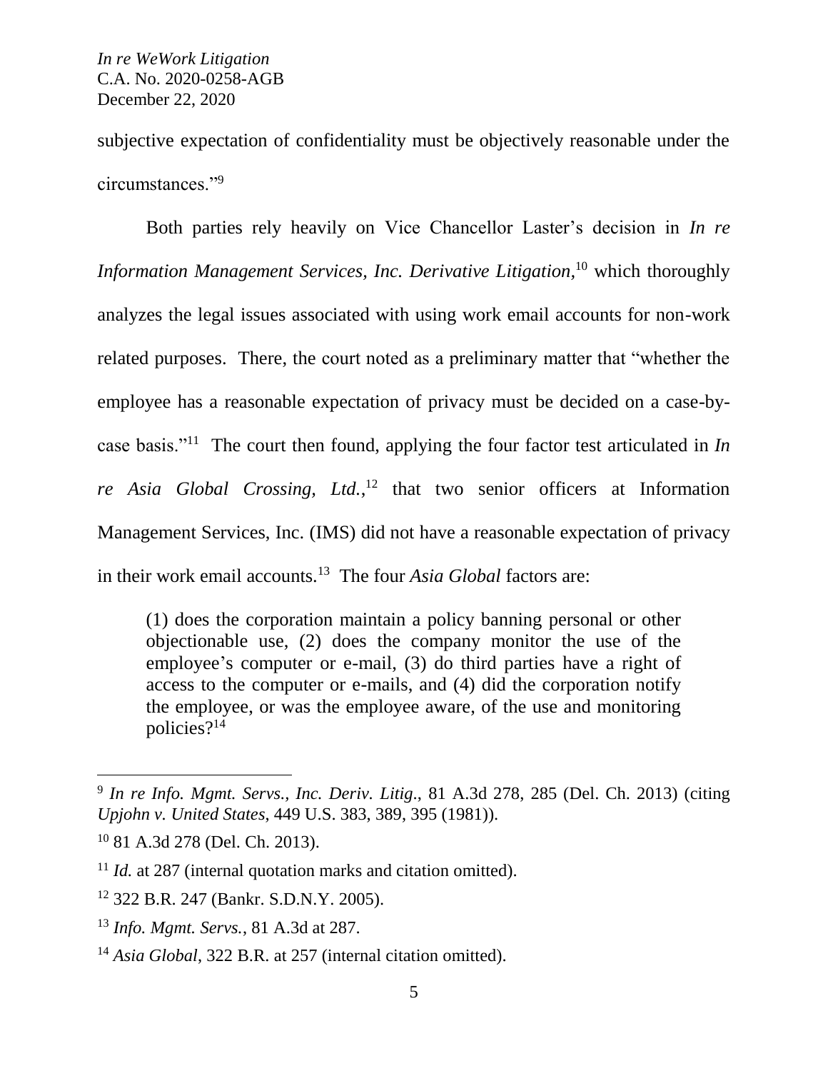subjective expectation of confidentiality must be objectively reasonable under the circumstances."[9]

Both parties rely heavily on Vice Chancellor Laster's decision in *In re Information Management Services, Inc. Derivative Litigation*,[10] which thoroughly analyzes the legal issues associated with using work email accounts for non-work related purposes. There, the court noted as a preliminary matter that "whether the employee has a reasonable expectation of privacy must be decided on a case-by-case basis."[11] The court then found, applying the four factor test articulated in *In re Asia Global Crossing, Ltd.*,[12] that two senior officers at Information Management Services, Inc. (IMS) did not have a reasonable expectation of privacy in their work email accounts.[13] The four *Asia Global* factors are:

> (1) does the corporation maintain a policy banning personal or other objectionable use, (2) does the company monitor the use of the employee's computer or e-mail, (3) do third parties have a right of access to the computer or e-mails, and (4) did the corporation notify the employee, or was the employee aware, of the use and monitoring policies?[14]

---

[9] *In re Info. Mgmt. Servs., Inc. Deriv. Litig.*, 81 A.3d 278, 285 (Del. Ch. 2013) (citing *Upjohn v. United States*, 449 U.S. 383, 389, 395 (1981)).

[10] 81 A.3d 278 (Del. Ch. 2013).

[11] *Id.* at 287 (internal quotation marks and citation omitted).

[12] 322 B.R. 247 (Bankr. S.D.N.Y. 2005).

[13] *Info. Mgmt. Servs.*, 81 A.3d at 287.

[14] *Asia Global*, 322 B.R. at 257 (internal citation omitted).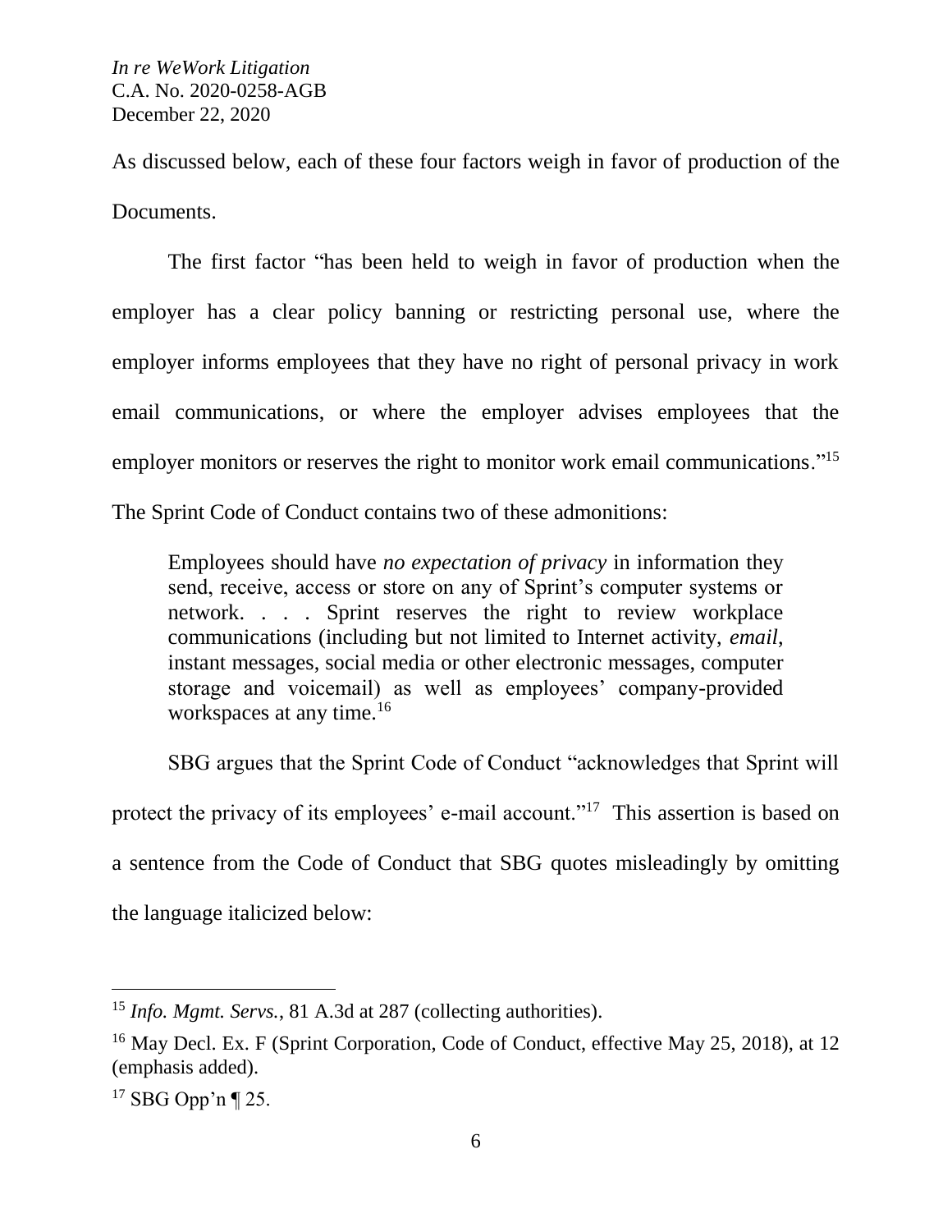As discussed below, each of these four factors weigh in favor of production of the Documents.

The first factor "has been held to weigh in favor of production when the employer has a clear policy banning or restricting personal use, where the employer informs employees that they have no right of personal privacy in work email communications, or where the employer advises employees that the employer monitors or reserves the right to monitor work email communications."[15] The Sprint Code of Conduct contains two of these admonitions:

> Employees should have *no expectation of privacy* in information they send, receive, access or store on any of Sprint's computer systems or network. . . . Sprint reserves the right to review workplace communications (including but not limited to Internet activity, *email*, instant messages, social media or other electronic messages, computer storage and voicemail) as well as employees' company-provided workspaces at any time.[16]

SBG argues that the Sprint Code of Conduct "acknowledges that Sprint will protect the privacy of its employees' e-mail account."[17] This assertion is based on a sentence from the Code of Conduct that SBG quotes misleadingly by omitting the language italicized below:

---

[15] *Info. Mgmt. Servs.*, 81 A.3d at 287 (collecting authorities).

[16] May Decl. Ex. F (Sprint Corporation, Code of Conduct, effective May 25, 2018), at 12 (emphasis added).

[17] SBG Opp'n ¶ 25.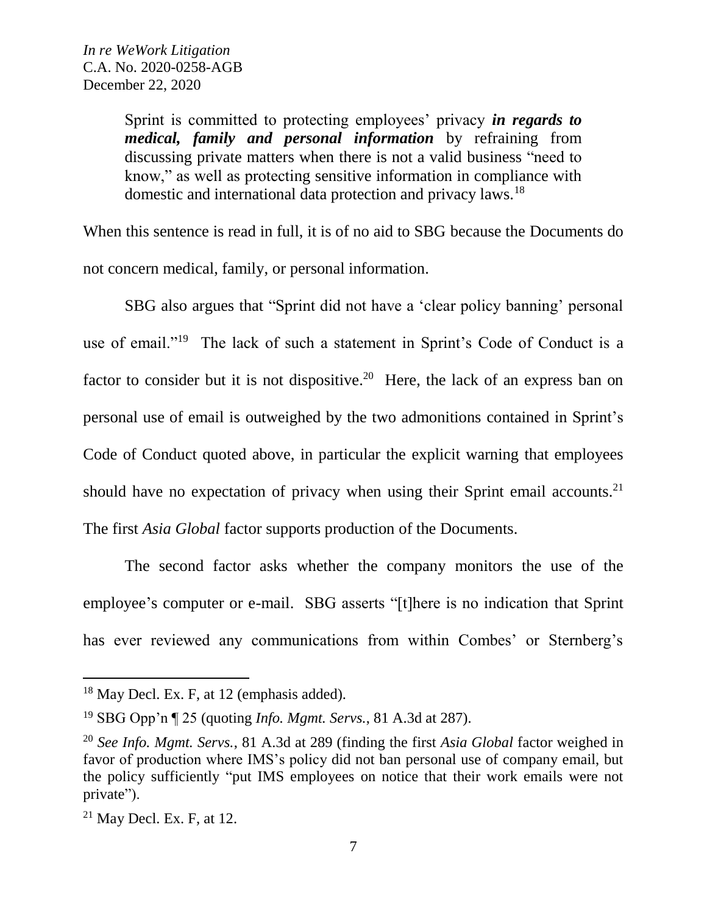> Sprint is committed to protecting employees' privacy ***in regards to medical, family and personal information*** by refraining from discussing private matters when there is not a valid business "need to know," as well as protecting sensitive information in compliance with domestic and international data protection and privacy laws.[18]

When this sentence is read in full, it is of no aid to SBG because the Documents do not concern medical, family, or personal information.

SBG also argues that "Sprint did not have a 'clear policy banning' personal use of email."[19] The lack of such a statement in Sprint's Code of Conduct is a factor to consider but it is not dispositive.[20] Here, the lack of an express ban on personal use of email is outweighed by the two admonitions contained in Sprint's Code of Conduct quoted above, in particular the explicit warning that employees should have no expectation of privacy when using their Sprint email accounts.[21] The first *Asia Global* factor supports production of the Documents.

The second factor asks whether the company monitors the use of the employee's computer or e-mail. SBG asserts "[t]here is no indication that Sprint has ever reviewed any communications from within Combes' or Sternberg's

---

[18] May Decl. Ex. F, at 12 (emphasis added).

[19] SBG Opp'n ¶ 25 (quoting *Info. Mgmt. Servs.*, 81 A.3d at 287).

[20] *See Info. Mgmt. Servs.*, 81 A.3d at 289 (finding the first *Asia Global* factor weighed in favor of production where IMS's policy did not ban personal use of company email, but the policy sufficiently "put IMS employees on notice that their work emails were not private").

[21] May Decl. Ex. F, at 12.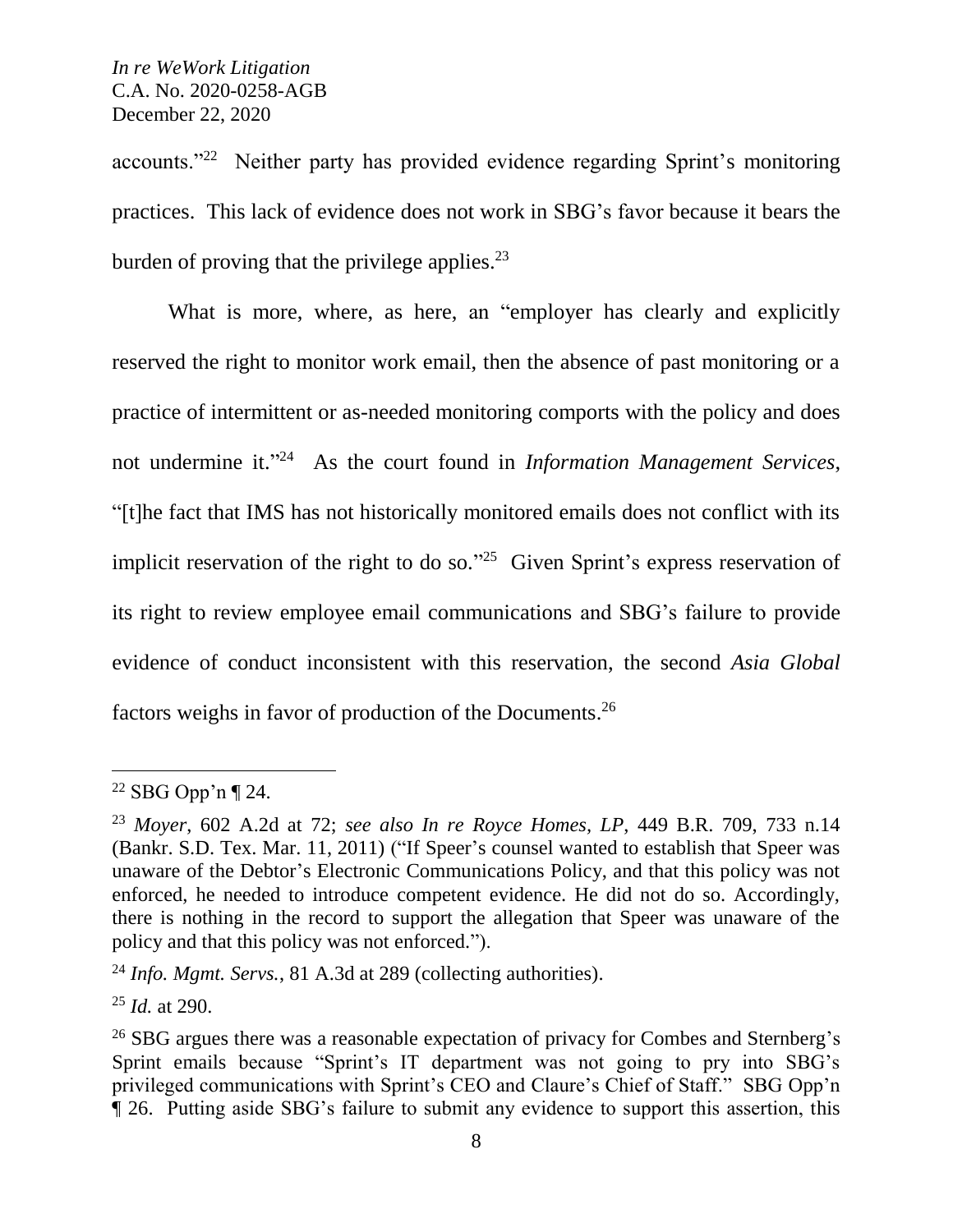accounts."[22] Neither party has provided evidence regarding Sprint's monitoring practices. This lack of evidence does not work in SBG's favor because it bears the burden of proving that the privilege applies.[23]

What is more, where, as here, an "employer has clearly and explicitly reserved the right to monitor work email, then the absence of past monitoring or a practice of intermittent or as-needed monitoring comports with the policy and does not undermine it."[24] As the court found in *Information Management Services*, "[t]he fact that IMS has not historically monitored emails does not conflict with its implicit reservation of the right to do so."[25] Given Sprint's express reservation of its right to review employee email communications and SBG's failure to provide evidence of conduct inconsistent with this reservation, the second *Asia Global* factors weighs in favor of production of the Documents.[26]

---

[22] SBG Opp'n ¶ 24.

[23] *Moyer*, 602 A.2d at 72; *see also In re Royce Homes, LP*, 449 B.R. 709, 733 n.14 (Bankr. S.D. Tex. Mar. 11, 2011) ("If Speer's counsel wanted to establish that Speer was unaware of the Debtor's Electronic Communications Policy, and that this policy was not enforced, he needed to introduce competent evidence. He did not do so. Accordingly, there is nothing in the record to support the allegation that Speer was unaware of the policy and that this policy was not enforced.").

[24] *Info. Mgmt. Servs.*, 81 A.3d at 289 (collecting authorities).

[25] *Id.* at 290.

[26] SBG argues there was a reasonable expectation of privacy for Combes and Sternberg's Sprint emails because "Sprint's IT department was not going to pry into SBG's privileged communications with Sprint's CEO and Claure's Chief of Staff." SBG Opp'n ¶ 26. Putting aside SBG's failure to submit any evidence to support this assertion, this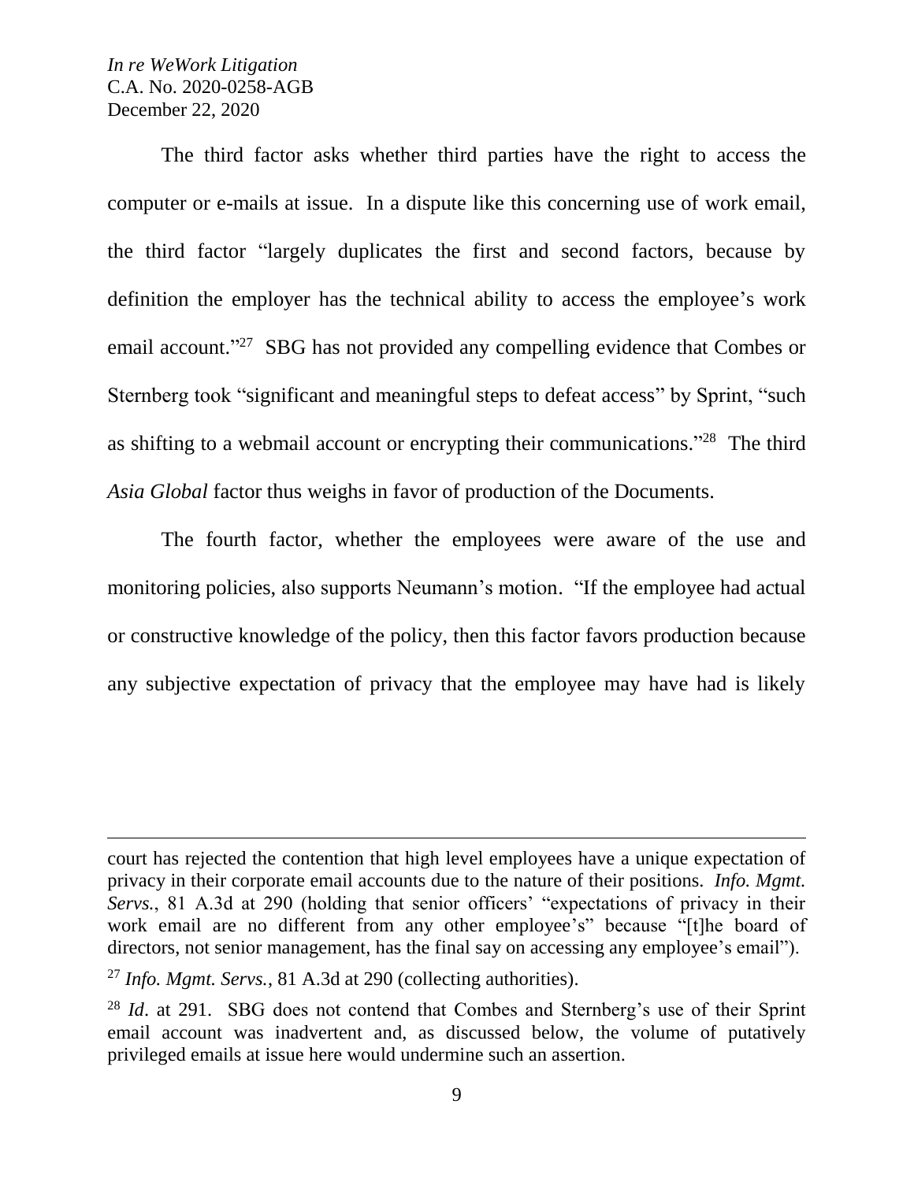The third factor asks whether third parties have the right to access the computer or e-mails at issue. In a dispute like this concerning use of work email, the third factor "largely duplicates the first and second factors, because by definition the employer has the technical ability to access the employee's work email account."[27] SBG has not provided any compelling evidence that Combes or Sternberg took "significant and meaningful steps to defeat access" by Sprint, "such as shifting to a webmail account or encrypting their communications."[28] The third *Asia Global* factor thus weighs in favor of production of the Documents.

The fourth factor, whether the employees were aware of the use and monitoring policies, also supports Neumann's motion. "If the employee had actual or constructive knowledge of the policy, then this factor favors production because any subjective expectation of privacy that the employee may have had is likely

---

court has rejected the contention that high level employees have a unique expectation of privacy in their corporate email accounts due to the nature of their positions. *Info. Mgmt. Servs.*, 81 A.3d at 290 (holding that senior officers' "expectations of privacy in their work email are no different from any other employee's" because "[t]he board of directors, not senior management, has the final say on accessing any employee's email").

[27] *Info. Mgmt. Servs.*, 81 A.3d at 290 (collecting authorities).

[28] *Id*. at 291. SBG does not contend that Combes and Sternberg's use of their Sprint email account was inadvertent and, as discussed below, the volume of putatively privileged emails at issue here would undermine such an assertion.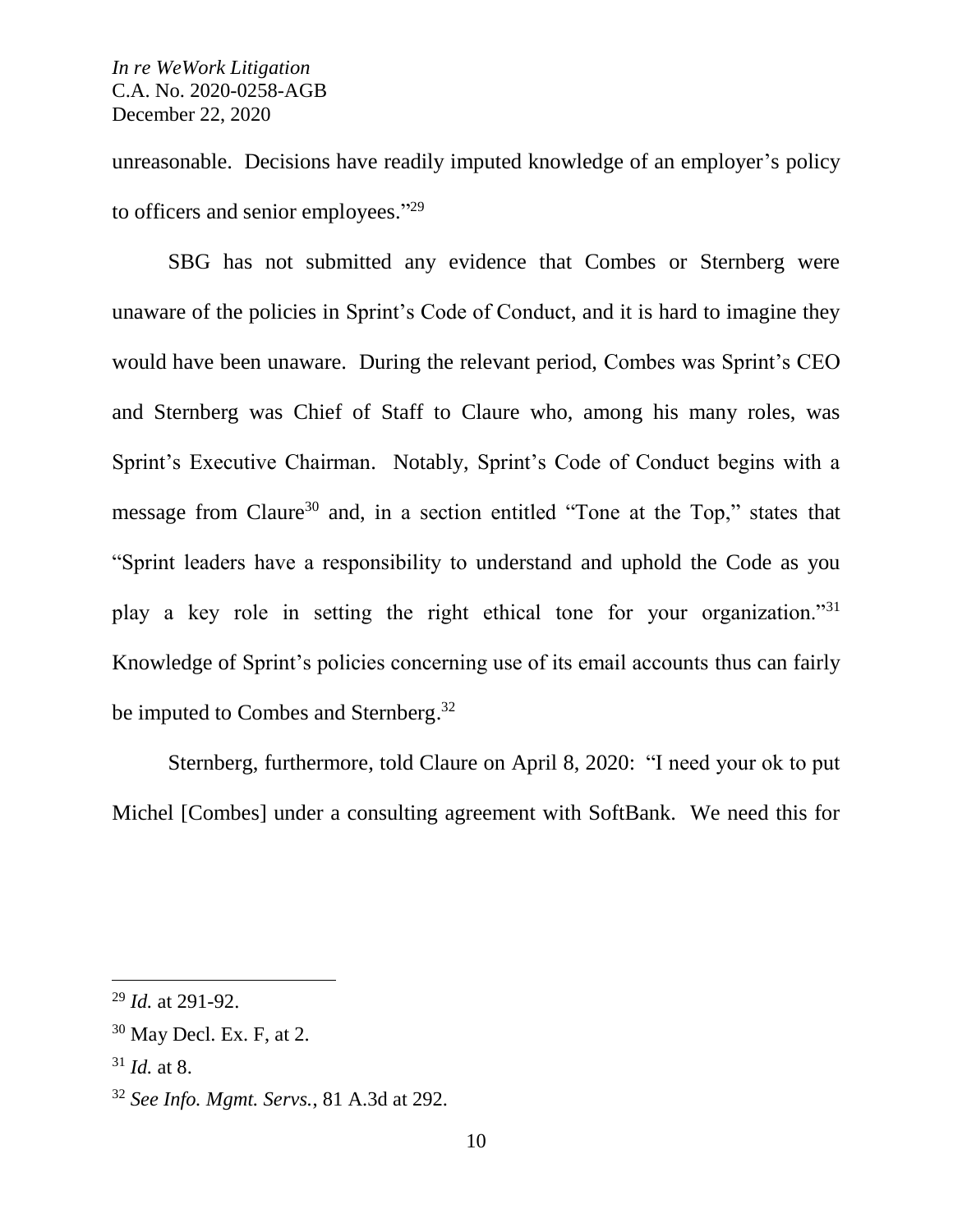unreasonable. Decisions have readily imputed knowledge of an employer's policy to officers and senior employees."[29]

SBG has not submitted any evidence that Combes or Sternberg were unaware of the policies in Sprint's Code of Conduct, and it is hard to imagine they would have been unaware. During the relevant period, Combes was Sprint's CEO and Sternberg was Chief of Staff to Claure who, among his many roles, was Sprint's Executive Chairman. Notably, Sprint's Code of Conduct begins with a message from Claure[30] and, in a section entitled "Tone at the Top," states that "Sprint leaders have a responsibility to understand and uphold the Code as you play a key role in setting the right ethical tone for your organization."[31] Knowledge of Sprint's policies concerning use of its email accounts thus can fairly be imputed to Combes and Sternberg.[32]

Sternberg, furthermore, told Claure on April 8, 2020: "I need your ok to put Michel [Combes] under a consulting agreement with SoftBank. We need this for

---

[29] *Id.* at 291-92.

[30] May Decl. Ex. F, at 2.

[31] *Id.* at 8.

[32] *See Info. Mgmt. Servs.*, 81 A.3d at 292.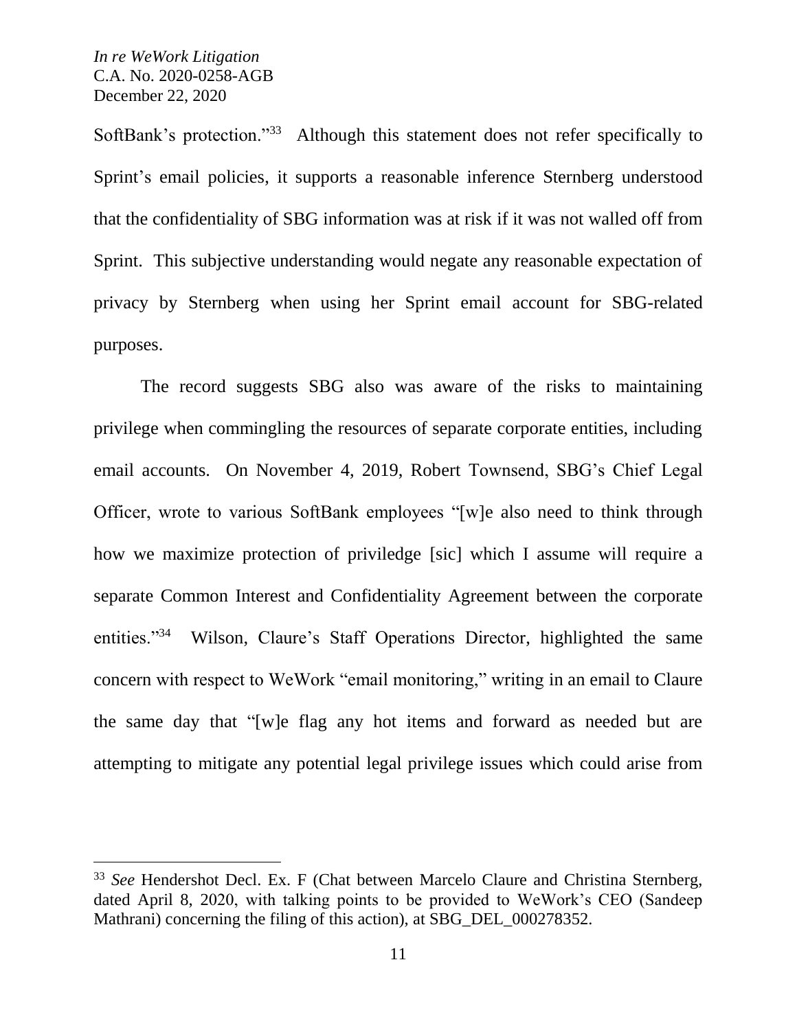SoftBank's protection."[33] Although this statement does not refer specifically to Sprint's email policies, it supports a reasonable inference Sternberg understood that the confidentiality of SBG information was at risk if it was not walled off from Sprint. This subjective understanding would negate any reasonable expectation of privacy by Sternberg when using her Sprint email account for SBG-related purposes.

The record suggests SBG also was aware of the risks to maintaining privilege when commingling the resources of separate corporate entities, including email accounts. On November 4, 2019, Robert Townsend, SBG's Chief Legal Officer, wrote to various SoftBank employees "[w]e also need to think through how we maximize protection of priviledge [sic] which I assume will require a separate Common Interest and Confidentiality Agreement between the corporate entities."[34] Wilson, Claure's Staff Operations Director, highlighted the same concern with respect to WeWork "email monitoring," writing in an email to Claure the same day that "[w]e flag any hot items and forward as needed but are attempting to mitigate any potential legal privilege issues which could arise from

---

[33] *See* Hendershot Decl. Ex. F (Chat between Marcelo Claure and Christina Sternberg, dated April 8, 2020, with talking points to be provided to WeWork's CEO (Sandeep Mathrani) concerning the filing of this action), at SBG_DEL_000278352.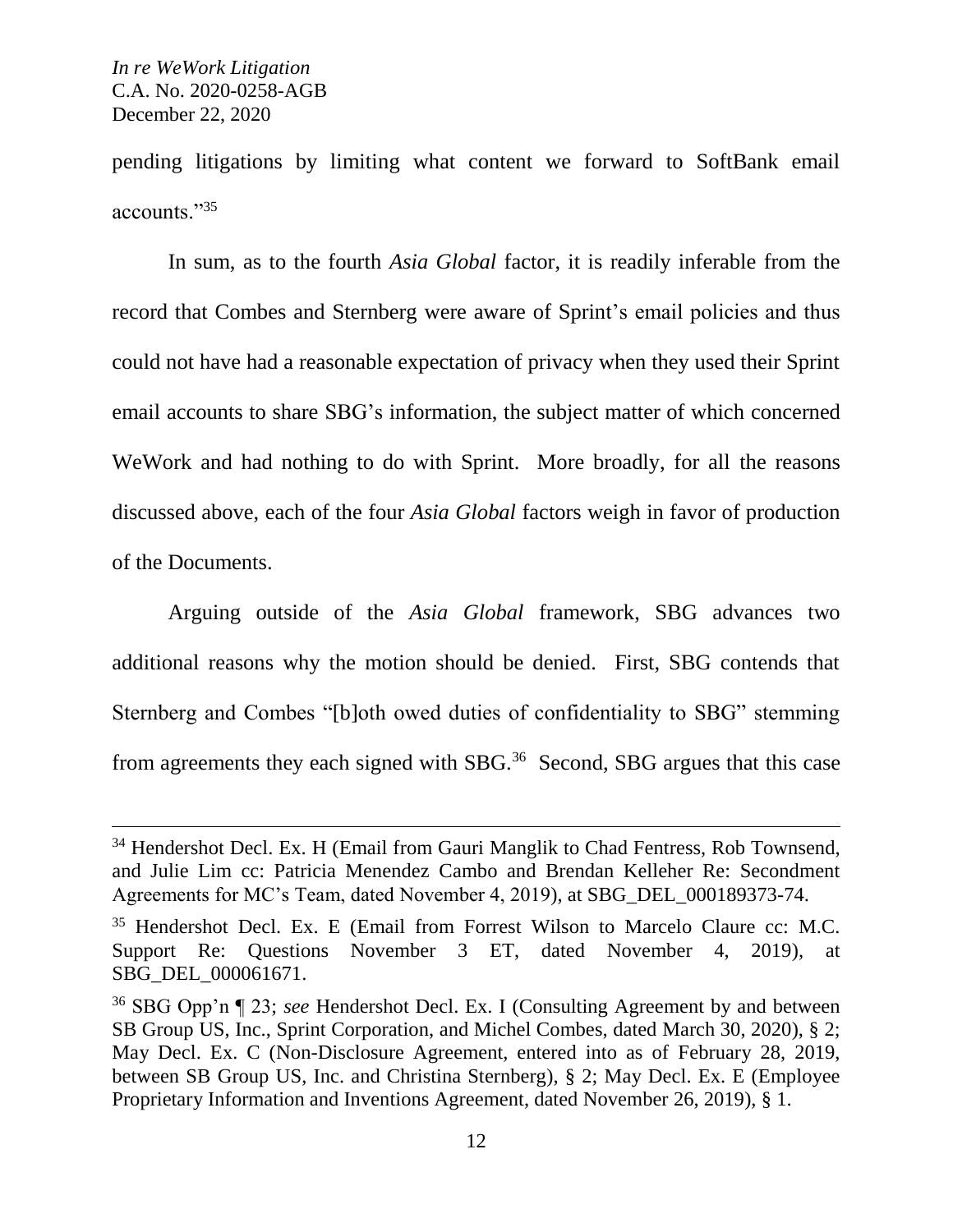pending litigations by limiting what content we forward to SoftBank email accounts."[35]

In sum, as to the fourth *Asia Global* factor, it is readily inferable from the record that Combes and Sternberg were aware of Sprint's email policies and thus could not have had a reasonable expectation of privacy when they used their Sprint email accounts to share SBG's information, the subject matter of which concerned WeWork and had nothing to do with Sprint. More broadly, for all the reasons discussed above, each of the four *Asia Global* factors weigh in favor of production of the Documents.

Arguing outside of the *Asia Global* framework, SBG advances two additional reasons why the motion should be denied. First, SBG contends that Sternberg and Combes "[b]oth owed duties of confidentiality to SBG" stemming from agreements they each signed with SBG.[36] Second, SBG argues that this case

---

[34] Hendershot Decl. Ex. H (Email from Gauri Manglik to Chad Fentress, Rob Townsend, and Julie Lim cc: Patricia Menendez Cambo and Brendan Kelleher Re: Secondment Agreements for MC's Team, dated November 4, 2019), at SBG_DEL_000189373-74.

[35] Hendershot Decl. Ex. E (Email from Forrest Wilson to Marcelo Claure cc: M.C. Support Re: Questions November 3 ET, dated November 4, 2019), at SBG_DEL_000061671.

[36] SBG Opp'n ¶ 23; *see* Hendershot Decl. Ex. I (Consulting Agreement by and between SB Group US, Inc., Sprint Corporation, and Michel Combes, dated March 30, 2020), § 2; May Decl. Ex. C (Non-Disclosure Agreement, entered into as of February 28, 2019, between SB Group US, Inc. and Christina Sternberg), § 2; May Decl. Ex. E (Employee Proprietary Information and Inventions Agreement, dated November 26, 2019), § 1.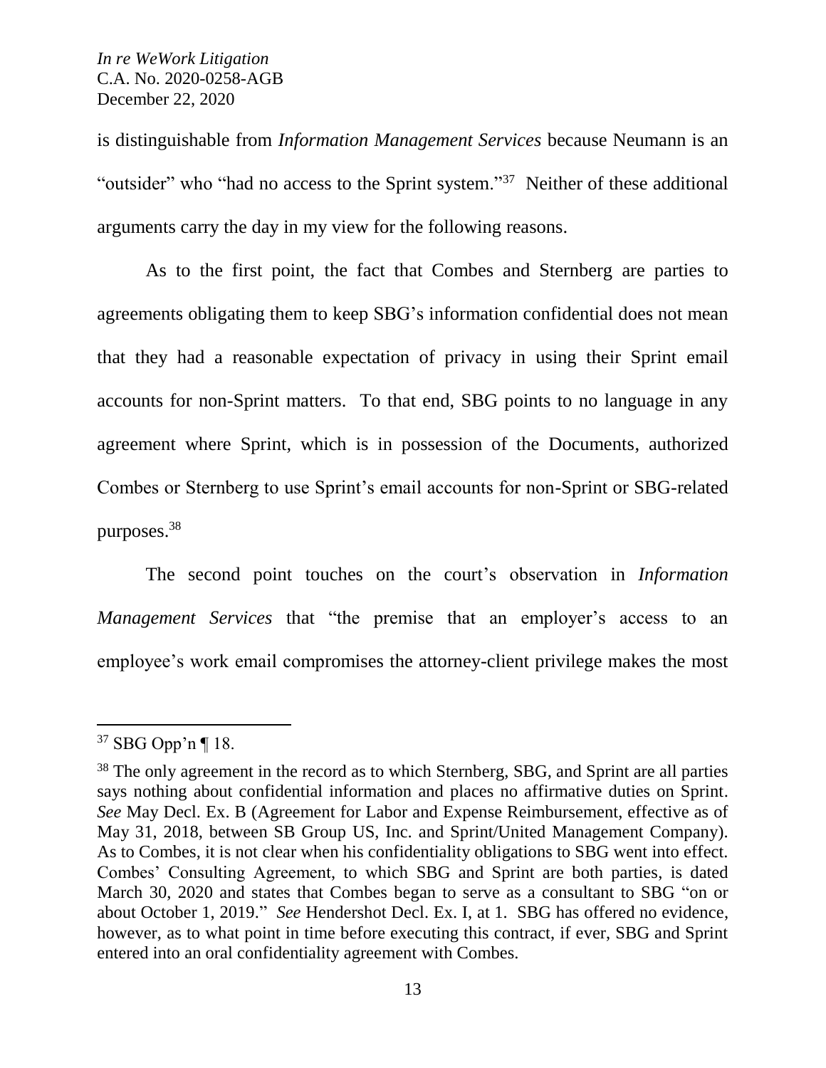is distinguishable from *Information Management Services* because Neumann is an "outsider" who "had no access to the Sprint system."[37] Neither of these additional arguments carry the day in my view for the following reasons.

As to the first point, the fact that Combes and Sternberg are parties to agreements obligating them to keep SBG's information confidential does not mean that they had a reasonable expectation of privacy in using their Sprint email accounts for non-Sprint matters. To that end, SBG points to no language in any agreement where Sprint, which is in possession of the Documents, authorized Combes or Sternberg to use Sprint's email accounts for non-Sprint or SBG-related purposes.[38]

The second point touches on the court's observation in *Information Management Services* that "the premise that an employer's access to an employee's work email compromises the attorney-client privilege makes the most

---

[37] SBG Opp'n ¶ 18.

[38] The only agreement in the record as to which Sternberg, SBG, and Sprint are all parties says nothing about confidential information and places no affirmative duties on Sprint. *See* May Decl. Ex. B (Agreement for Labor and Expense Reimbursement, effective as of May 31, 2018, between SB Group US, Inc. and Sprint/United Management Company). As to Combes, it is not clear when his confidentiality obligations to SBG went into effect. Combes' Consulting Agreement, to which SBG and Sprint are both parties, is dated March 30, 2020 and states that Combes began to serve as a consultant to SBG "on or about October 1, 2019." *See* Hendershot Decl. Ex. I, at 1. SBG has offered no evidence, however, as to what point in time before executing this contract, if ever, SBG and Sprint entered into an oral confidentiality agreement with Combes.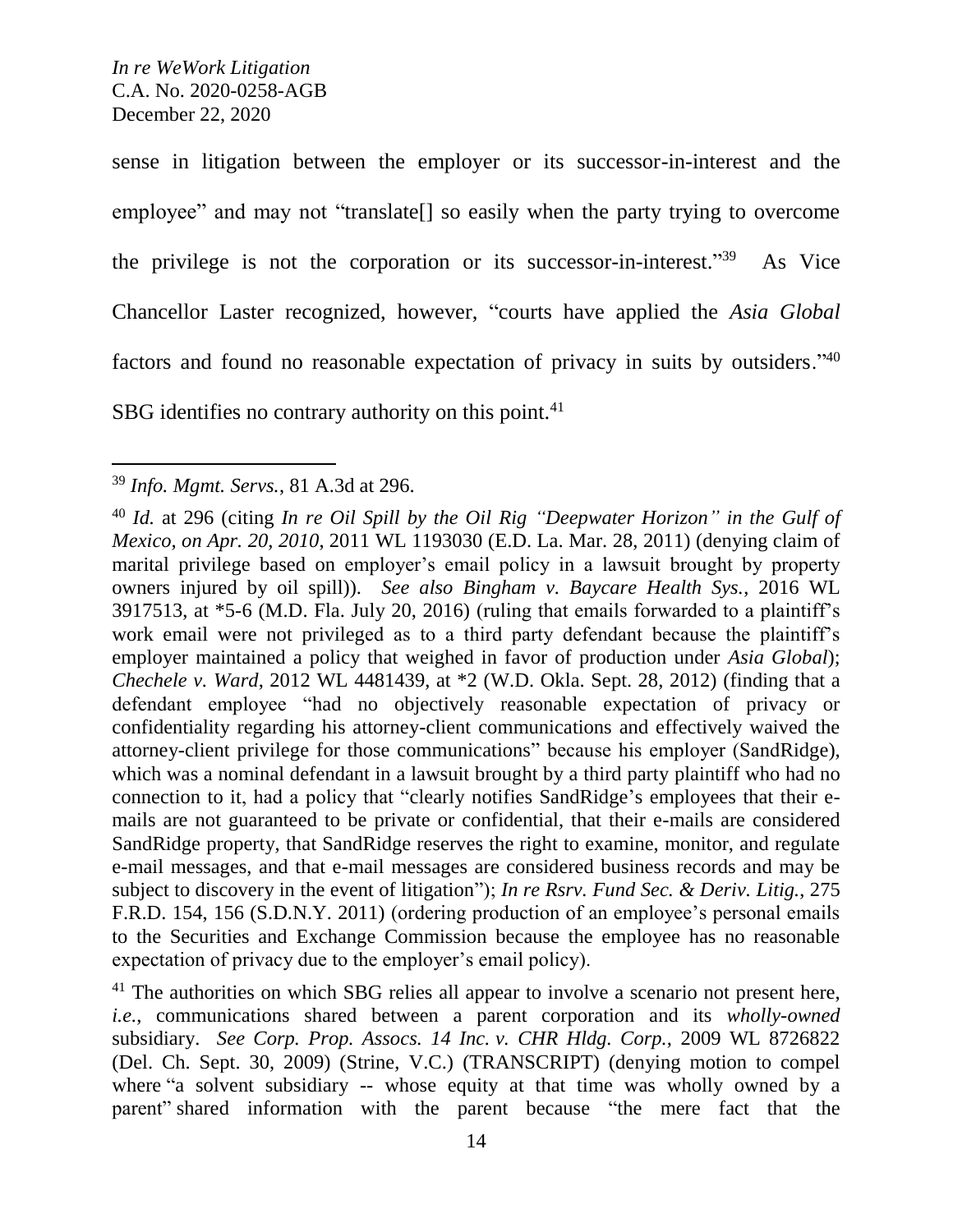sense in litigation between the employer or its successor-in-interest and the employee" and may not "translate[] so easily when the party trying to overcome the privilege is not the corporation or its successor-in-interest."[39] As Vice Chancellor Laster recognized, however, "courts have applied the *Asia Global* factors and found no reasonable expectation of privacy in suits by outsiders."[40] SBG identifies no contrary authority on this point.[41]

---

[39] *Info. Mgmt. Servs.*, 81 A.3d at 296.

[40] *Id.* at 296 (citing *In re Oil Spill by the Oil Rig "Deepwater Horizon" in the Gulf of Mexico, on Apr. 20, 2010*, 2011 WL 1193030 (E.D. La. Mar. 28, 2011) (denying claim of marital privilege based on employer's email policy in a lawsuit brought by property owners injured by oil spill)). *See also Bingham v. Baycare Health Sys.*, 2016 WL 3917513, at *5-6 (M.D. Fla. July 20, 2016) (ruling that emails forwarded to a plaintiff's work email were not privileged as to a third party defendant because the plaintiff's employer maintained a policy that weighed in favor of production under *Asia Global*); *Chechele v. Ward*, 2012 WL 4481439, at *2 (W.D. Okla. Sept. 28, 2012) (finding that a defendant employee "had no objectively reasonable expectation of privacy or confidentiality regarding his attorney-client communications and effectively waived the attorney-client privilege for those communications" because his employer (SandRidge), which was a nominal defendant in a lawsuit brought by a third party plaintiff who had no connection to it, had a policy that "clearly notifies SandRidge's employees that their e-mails are not guaranteed to be private or confidential, that their e-mails are considered SandRidge property, that SandRidge reserves the right to examine, monitor, and regulate e-mail messages, and that e-mail messages are considered business records and may be subject to discovery in the event of litigation"); *In re Rsrv. Fund Sec. & Deriv. Litig.*, 275 F.R.D. 154, 156 (S.D.N.Y. 2011) (ordering production of an employee's personal emails to the Securities and Exchange Commission because the employee has no reasonable expectation of privacy due to the employer's email policy).

[41] The authorities on which SBG relies all appear to involve a scenario not present here, *i.e.*, communications shared between a parent corporation and its *wholly-owned* subsidiary. *See Corp. Prop. Assocs. 14 Inc. v. CHR Hldg. Corp.*, 2009 WL 8726822 (Del. Ch. Sept. 30, 2009) (Strine, V.C.) (TRANSCRIPT) (denying motion to compel where "a solvent subsidiary -- whose equity at that time was wholly owned by a parent" shared information with the parent because "the mere fact that the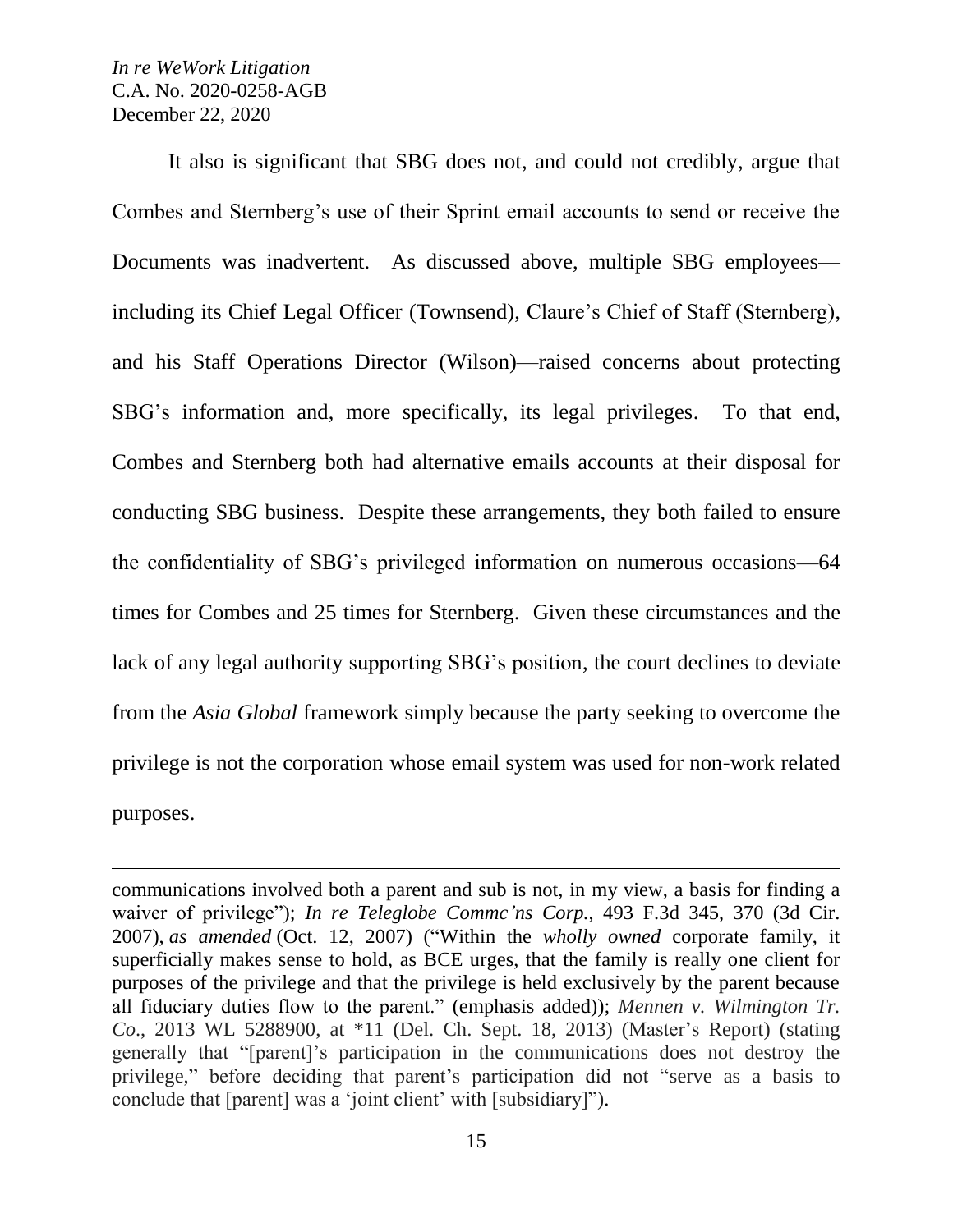It also is significant that SBG does not, and could not credibly, argue that Combes and Sternberg's use of their Sprint email accounts to send or receive the Documents was inadvertent. As discussed above, multiple SBG employees—including its Chief Legal Officer (Townsend), Claure's Chief of Staff (Sternberg), and his Staff Operations Director (Wilson)—raised concerns about protecting SBG's information and, more specifically, its legal privileges. To that end, Combes and Sternberg both had alternative emails accounts at their disposal for conducting SBG business. Despite these arrangements, they both failed to ensure the confidentiality of SBG's privileged information on numerous occasions—64 times for Combes and 25 times for Sternberg. Given these circumstances and the lack of any legal authority supporting SBG's position, the court declines to deviate from the *Asia Global* framework simply because the party seeking to overcome the privilege is not the corporation whose email system was used for non-work related purposes.

---

communications involved both a parent and sub is not, in my view, a basis for finding a waiver of privilege"); *In re Teleglobe Commc'ns Corp.*, 493 F.3d 345, 370 (3d Cir. 2007), *as amended* (Oct. 12, 2007) ("Within the *wholly owned* corporate family, it superficially makes sense to hold, as BCE urges, that the family is really one client for purposes of the privilege and that the privilege is held exclusively by the parent because all fiduciary duties flow to the parent." (emphasis added)); *Mennen v. Wilmington Tr. Co*., 2013 WL 5288900, at *11 (Del. Ch. Sept. 18, 2013) (Master's Report) (stating generally that "[parent]'s participation in the communications does not destroy the privilege," before deciding that parent's participation did not "serve as a basis to conclude that [parent] was a 'joint client' with [subsidiary]").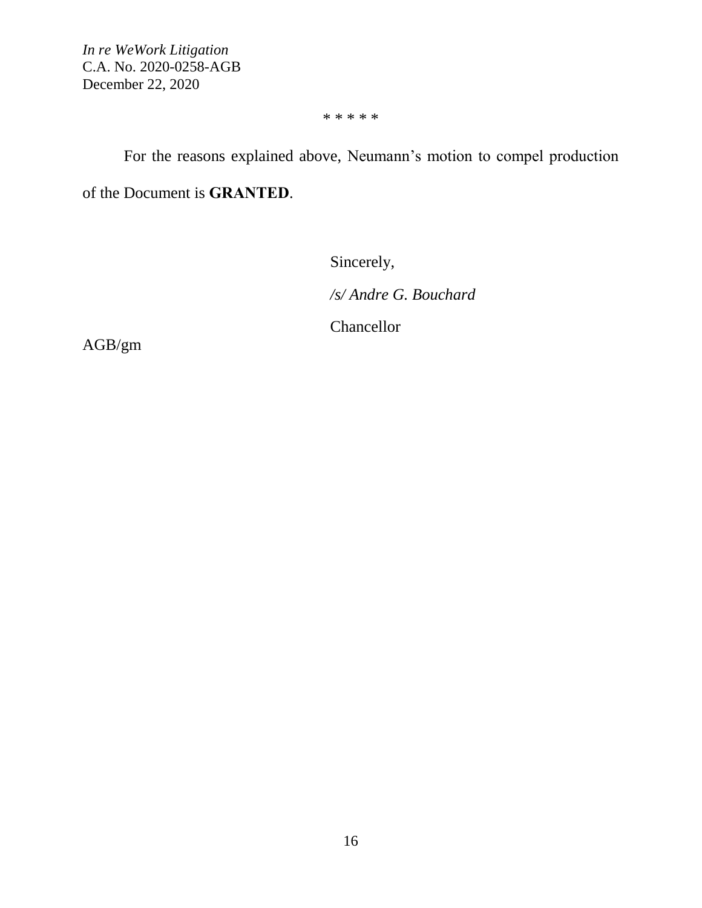\* \* \* \* \*

For the reasons explained above, Neumann’s motion to compel production of the Document is **GRANTED**.

Sincerely,

*/s/ Andre G. Bouchard*

Chancellor

AGB/gm